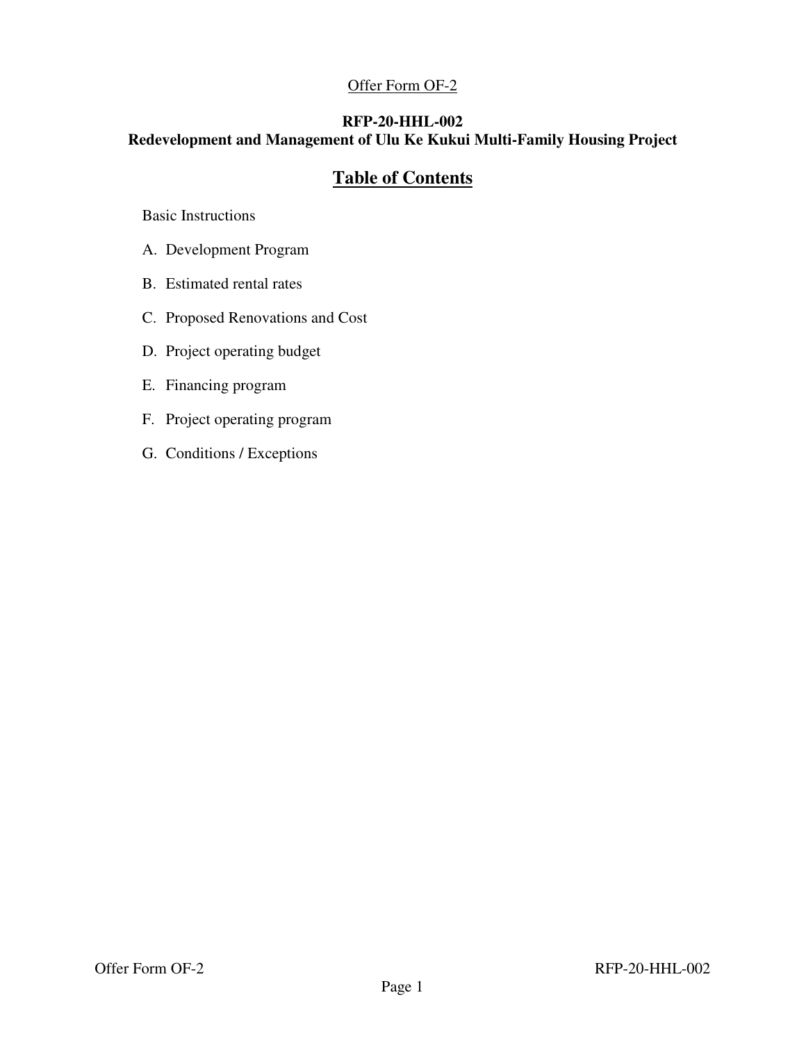Offer Form OF-2

**RFP-20-HHL-002**
**Redevelopment and Management of Ulu Ke Kukui Multi-Family Housing Project**

# Table of Contents

Basic Instructions

A. Development Program

B. Estimated rental rates

C. Proposed Renovations and Cost

D. Project operating budget

E. Financing program

F. Project operating program

G. Conditions / Exceptions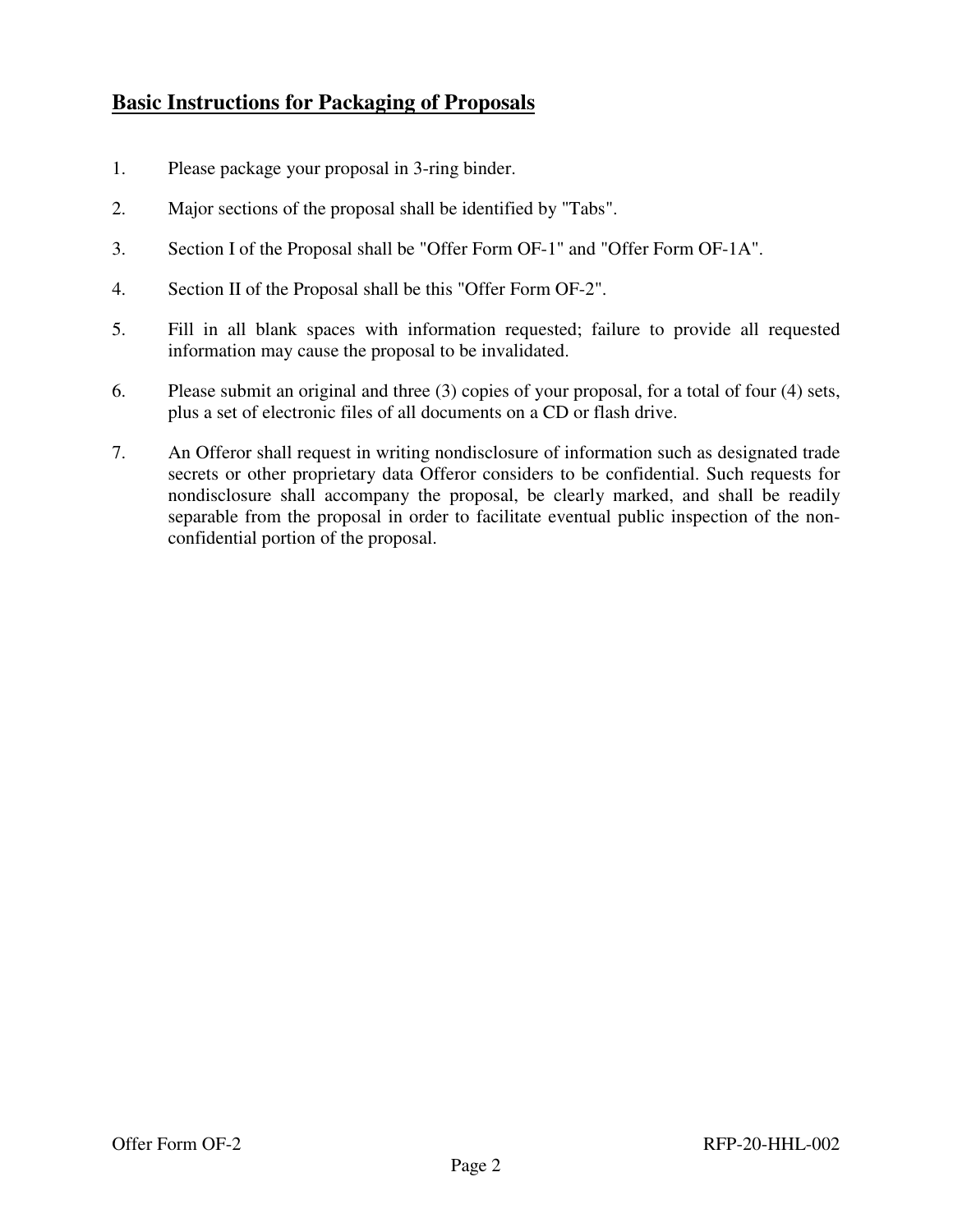## Basic Instructions for Packaging of Proposals

1. Please package your proposal in 3-ring binder.
2. Major sections of the proposal shall be identified by "Tabs".
3. Section I of the Proposal shall be "Offer Form OF-1" and "Offer Form OF-1A".
4. Section II of the Proposal shall be this "Offer Form OF-2".
5. Fill in all blank spaces with information requested; failure to provide all requested information may cause the proposal to be invalidated.
6. Please submit an original and three (3) copies of your proposal, for a total of four (4) sets, plus a set of electronic files of all documents on a CD or flash drive.
7. An Offeror shall request in writing nondisclosure of information such as designated trade secrets or other proprietary data Offeror considers to be confidential. Such requests for nondisclosure shall accompany the proposal, be clearly marked, and shall be readily separable from the proposal in order to facilitate eventual public inspection of the non-confidential portion of the proposal.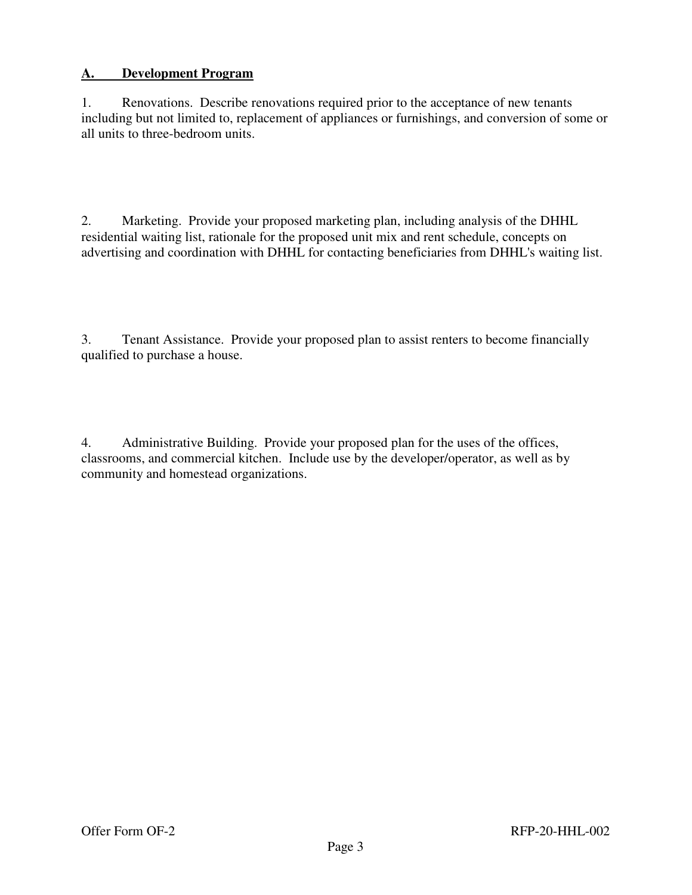## A. Development Program

1. Renovations. Describe renovations required prior to the acceptance of new tenants including but not limited to, replacement of appliances or furnishings, and conversion of some or all units to three-bedroom units.

2. Marketing. Provide your proposed marketing plan, including analysis of the DHHL residential waiting list, rationale for the proposed unit mix and rent schedule, concepts on advertising and coordination with DHHL for contacting beneficiaries from DHHL's waiting list.

3. Tenant Assistance. Provide your proposed plan to assist renters to become financially qualified to purchase a house.

4. Administrative Building. Provide your proposed plan for the uses of the offices, classrooms, and commercial kitchen. Include use by the developer/operator, as well as by community and homestead organizations.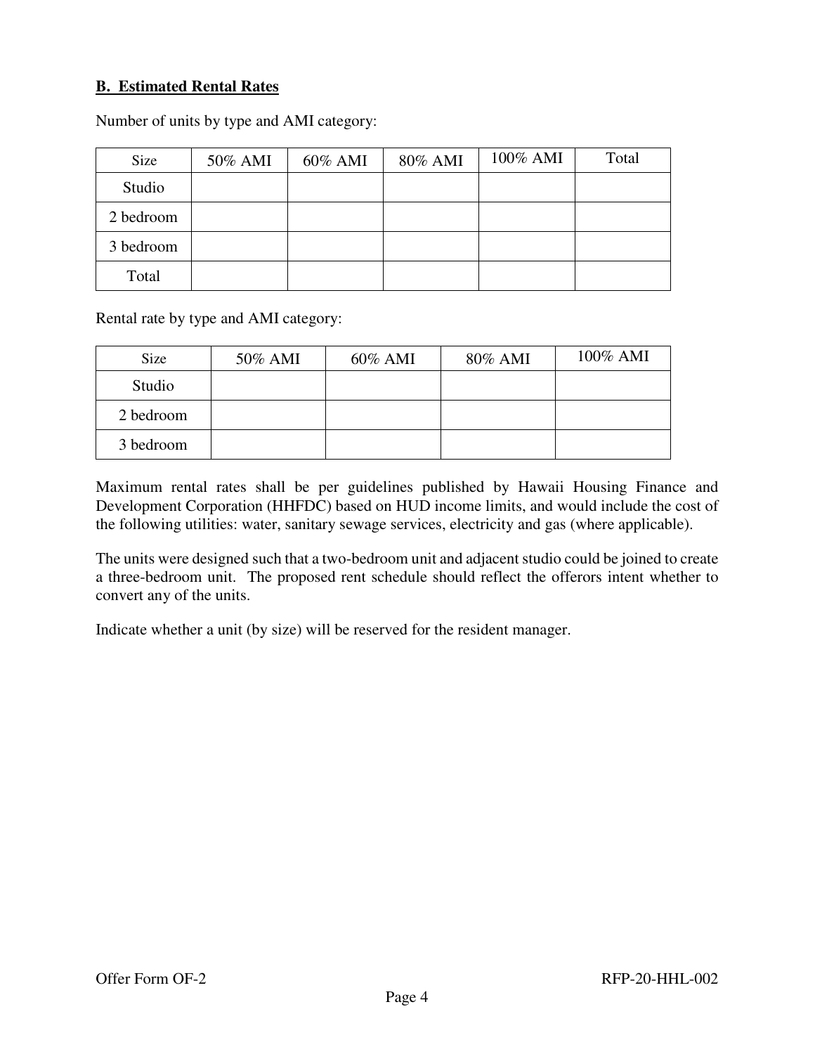**B. Estimated Rental Rates**

Number of units by type and AMI category:

| Size | 50% AMI | 60% AMI | 80% AMI | 100% AMI | Total |
|---|---|---|---|---|---|
| Studio | | | | | |
| 2 bedroom | | | | | |
| 3 bedroom | | | | | |
| Total | | | | | |

Rental rate by type and AMI category:

| Size | 50% AMI | 60% AMI | 80% AMI | 100% AMI |
|---|---|---|---|---|
| Studio | | | | |
| 2 bedroom | | | | |
| 3 bedroom | | | | |

Maximum rental rates shall be per guidelines published by Hawaii Housing Finance and Development Corporation (HHFDC) based on HUD income limits, and would include the cost of the following utilities: water, sanitary sewage services, electricity and gas (where applicable).

The units were designed such that a two-bedroom unit and adjacent studio could be joined to create a three-bedroom unit. The proposed rent schedule should reflect the offerors intent whether to convert any of the units.

Indicate whether a unit (by size) will be reserved for the resident manager.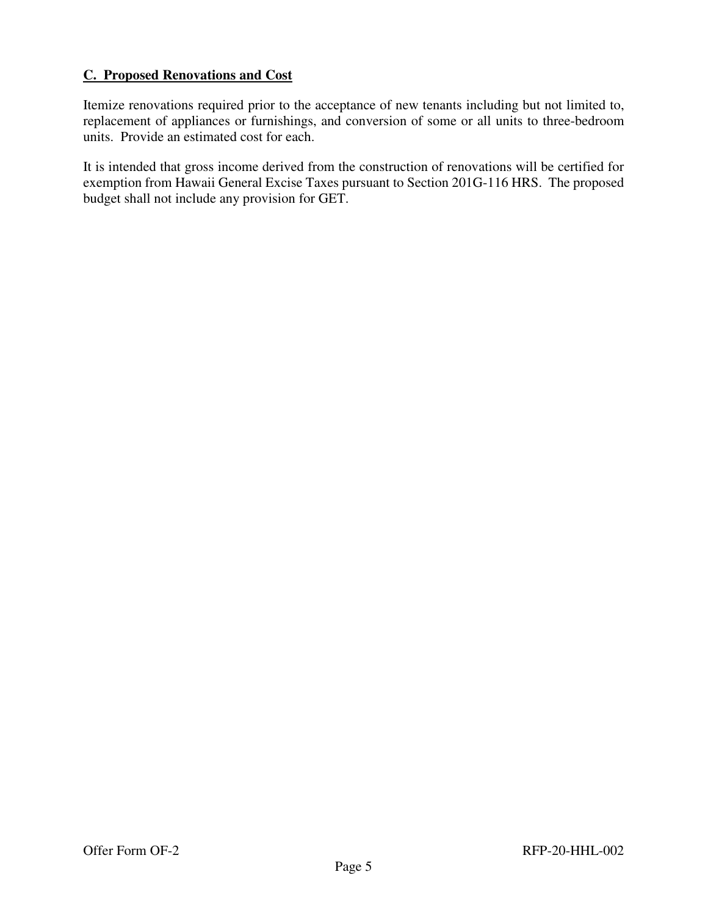**C. Proposed Renovations and Cost**

Itemize renovations required prior to the acceptance of new tenants including but not limited to, replacement of appliances or furnishings, and conversion of some or all units to three-bedroom units. Provide an estimated cost for each.

It is intended that gross income derived from the construction of renovations will be certified for exemption from Hawaii General Excise Taxes pursuant to Section 201G-116 HRS. The proposed budget shall not include any provision for GET.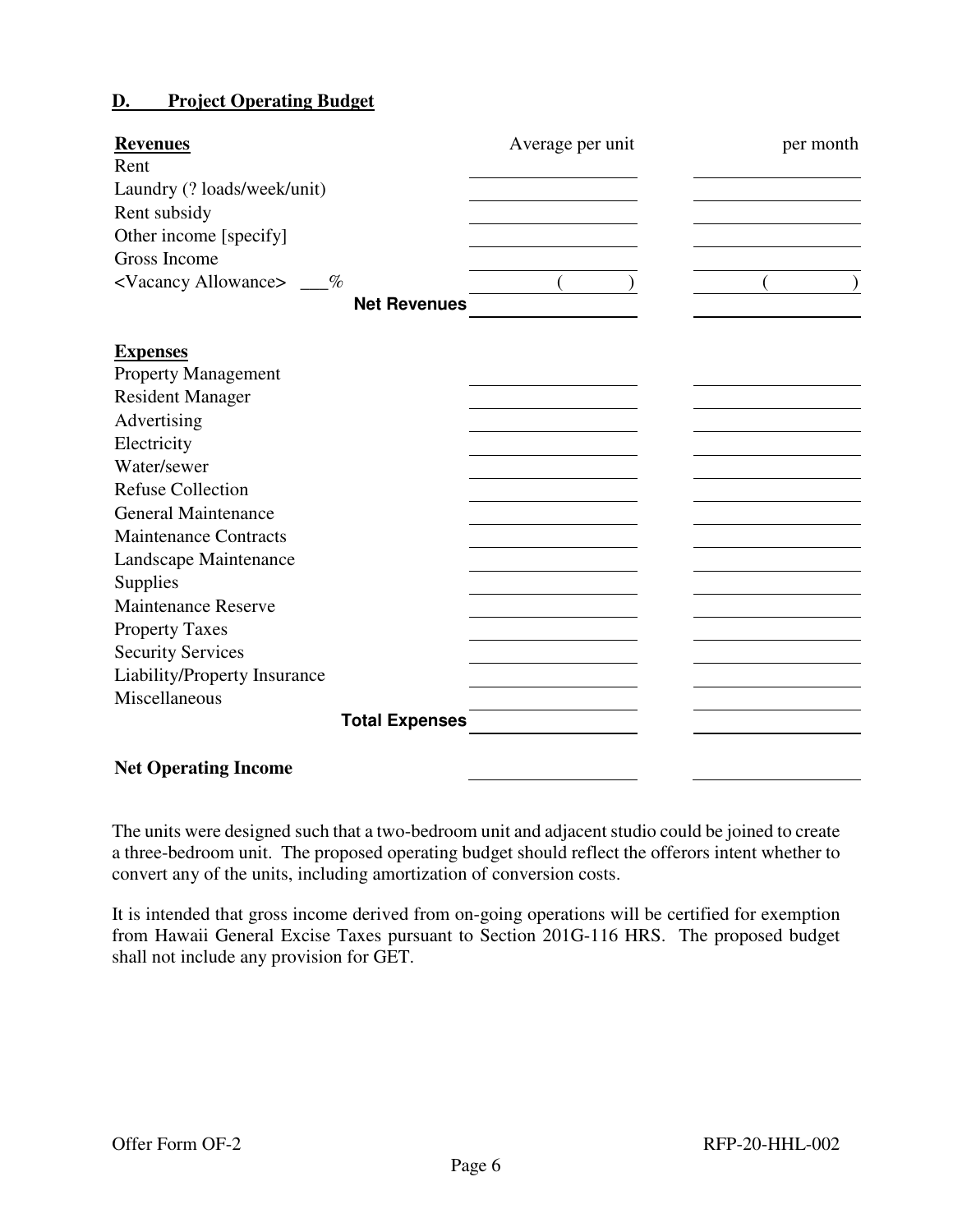### D. Project Operating Budget

| **Revenues** | Average per unit | per month |
|---|---|---|
| Rent | | |
| Laundry (? loads/week/unit) | | |
| Rent subsidy | | |
| Other income [specify] | | |
| Gross Income | | |
| <Vacancy Allowance> ___% | (    ) | (    ) |
| **Net Revenues** | | |
| | | |
| **Expenses** | | |
| Property Management | | |
| Resident Manager | | |
| Advertising | | |
| Electricity | | |
| Water/sewer | | |
| Refuse Collection | | |
| General Maintenance | | |
| Maintenance Contracts | | |
| Landscape Maintenance | | |
| Supplies | | |
| Maintenance Reserve | | |
| Property Taxes | | |
| Security Services | | |
| Liability/Property Insurance | | |
| Miscellaneous | | |
| **Total Expenses** | | |
| | | |
| **Net Operating Income** | | |

The units were designed such that a two-bedroom unit and adjacent studio could be joined to create a three-bedroom unit. The proposed operating budget should reflect the offerors intent whether to convert any of the units, including amortization of conversion costs.

It is intended that gross income derived from on-going operations will be certified for exemption from Hawaii General Excise Taxes pursuant to Section 201G-116 HRS. The proposed budget shall not include any provision for GET.

Offer Form OF-2 RFP-20-HHL-002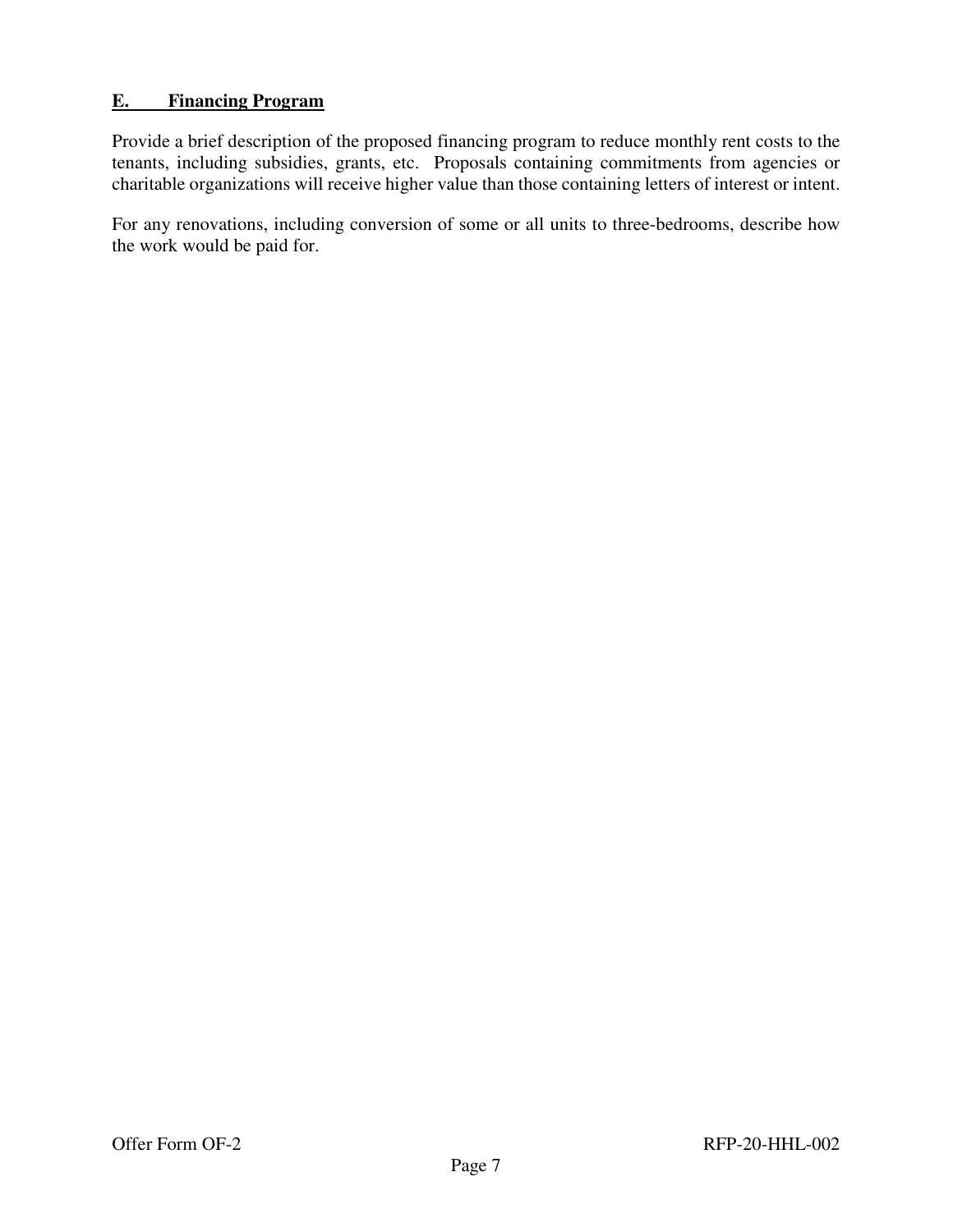## E. Financing Program

Provide a brief description of the proposed financing program to reduce monthly rent costs to the tenants, including subsidies, grants, etc. Proposals containing commitments from agencies or charitable organizations will receive higher value than those containing letters of interest or intent.

For any renovations, including conversion of some or all units to three-bedrooms, describe how the work would be paid for.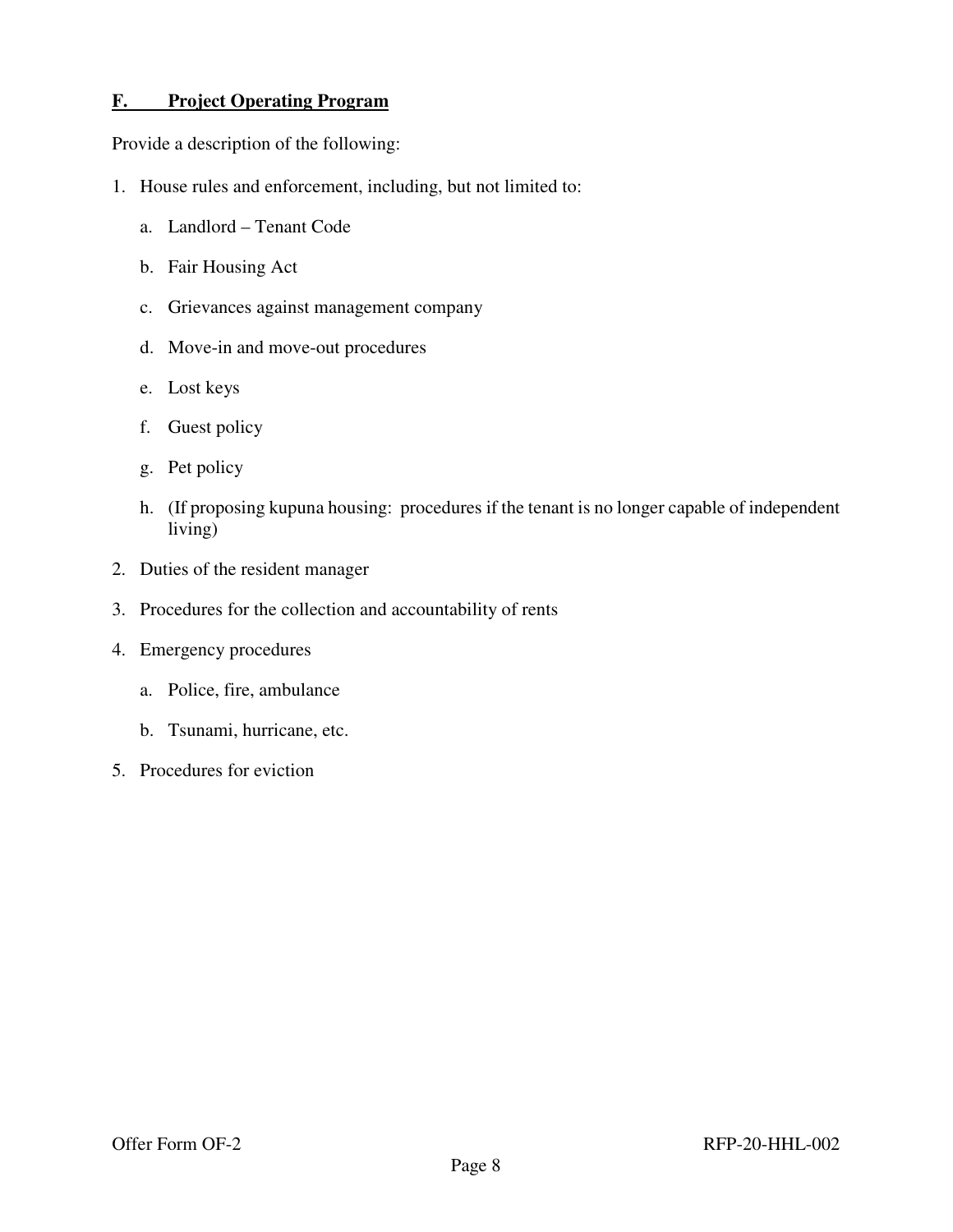## F. Project Operating Program

Provide a description of the following:

1. House rules and enforcement, including, but not limited to:
   a. Landlord – Tenant Code
   b. Fair Housing Act
   c. Grievances against management company
   d. Move-in and move-out procedures
   e. Lost keys
   f. Guest policy
   g. Pet policy
   h. (If proposing kupuna housing: procedures if the tenant is no longer capable of independent living)
2. Duties of the resident manager
3. Procedures for the collection and accountability of rents
4. Emergency procedures
   a. Police, fire, ambulance
   b. Tsunami, hurricane, etc.
5. Procedures for eviction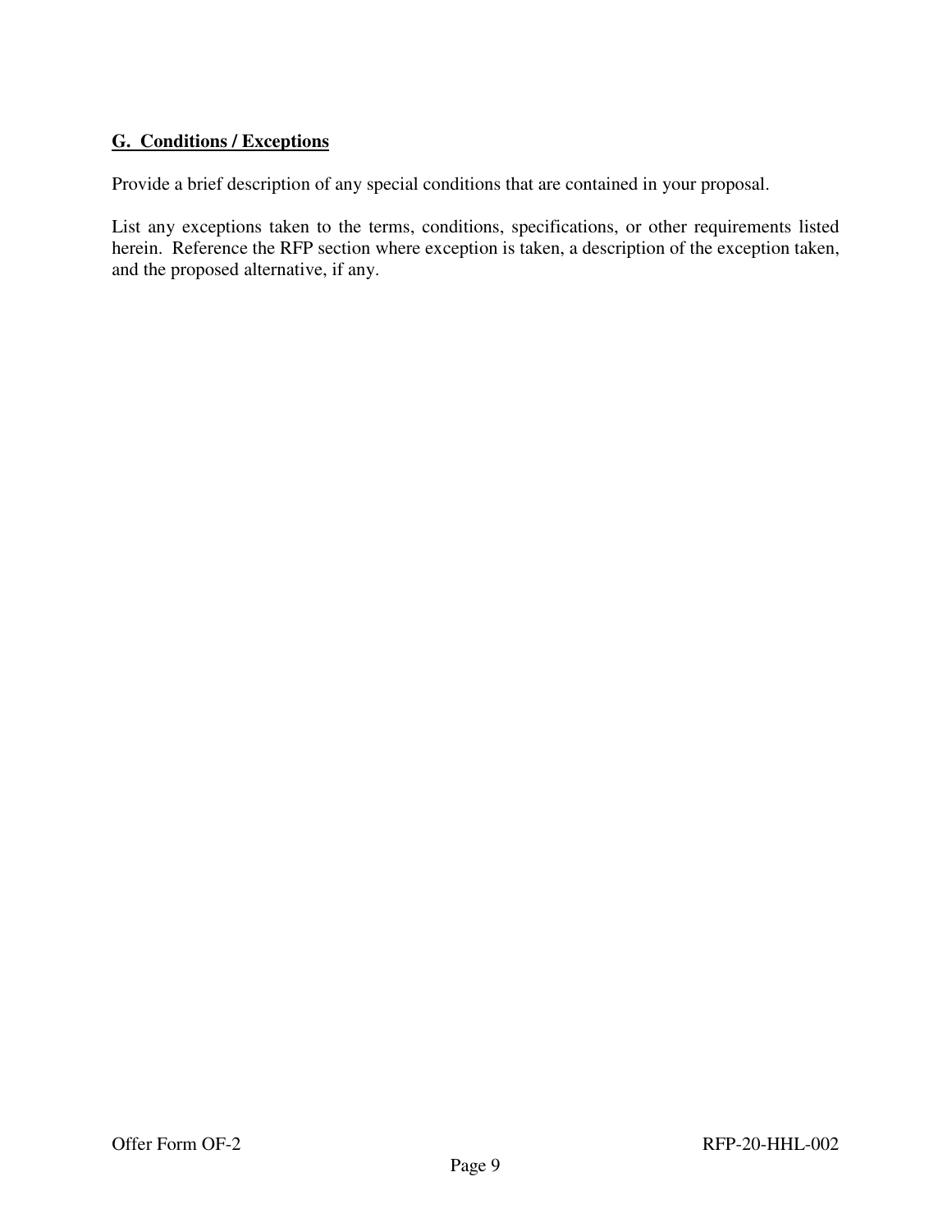**G. Conditions / Exceptions**

Provide a brief description of any special conditions that are contained in your proposal.

List any exceptions taken to the terms, conditions, specifications, or other requirements listed herein. Reference the RFP section where exception is taken, a description of the exception taken, and the proposed alternative, if any.